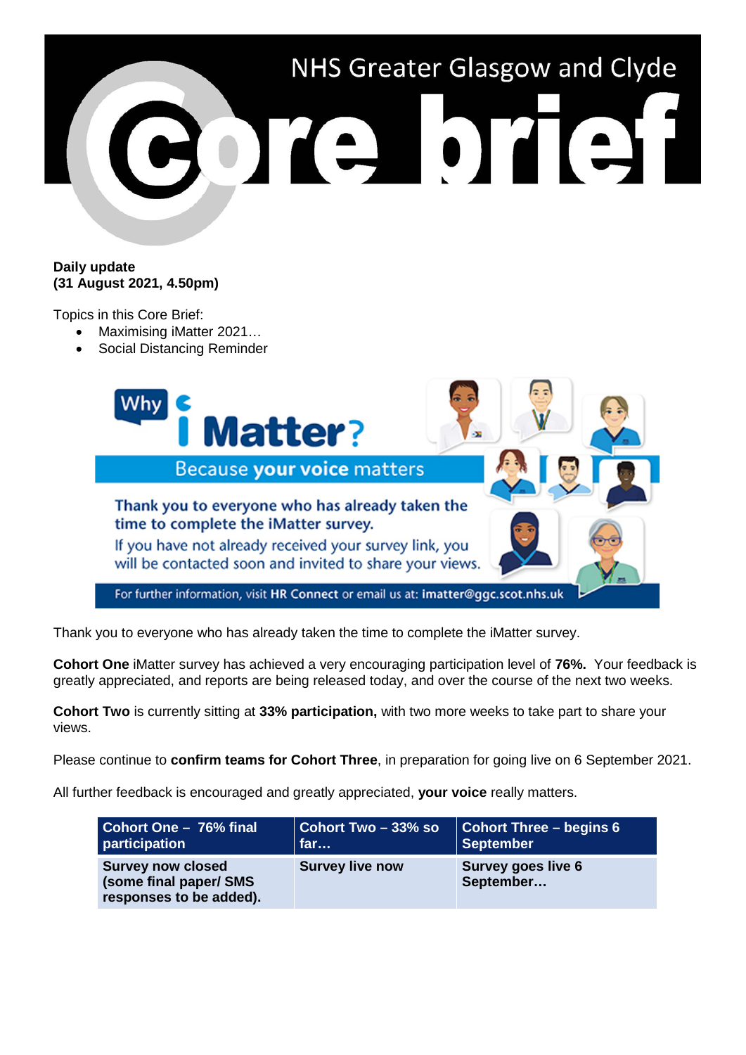# NHS Greater Glasgow and Clyde Core brief

**Daily update**
**(31 August 2021, 4.50pm)**

Topics in this Core Brief:

- Maximising iMatter 2021…
- Social Distancing Reminder

Why iMatter?

Because **your voice** matters

Thank you to everyone who has already taken the time to complete the iMatter survey.

If you have not already received your survey link, you will be contacted soon and invited to share your views.

For further information, visit **HR Connect** or email us at: **imatter@ggc.scot.nhs.uk**

Thank you to everyone who has already taken the time to complete the iMatter survey.

**Cohort One** iMatter survey has achieved a very encouraging participation level of **76%.** Your feedback is greatly appreciated, and reports are being released today, and over the course of the next two weeks.

**Cohort Two** is currently sitting at **33% participation,** with two more weeks to take part to share your views.

Please continue to **confirm teams for Cohort Three**, in preparation for going live on 6 September 2021.

All further feedback is encouraged and greatly appreciated, **your voice** really matters.

| Cohort One – 76% final participation | Cohort Two – 33% so far… | Cohort Three – begins 6 September |
|---|---|---|
| **Survey now closed (some final paper/ SMS responses to be added).** | **Survey live now** | **Survey goes live 6 September…** |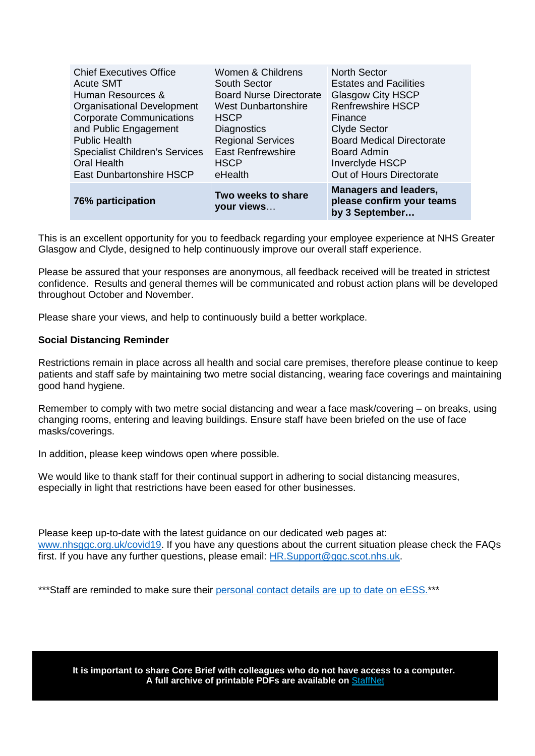| | | |
|---|---|---|
| Chief Executives Office<br>Acute SMT<br>Human Resources & Organisational Development<br>Corporate Communications and Public Engagement<br>Public Health<br>Specialist Children's Services<br>Oral Health<br>East Dunbartonshire HSCP | Women & Childrens<br>South Sector<br>Board Nurse Directorate<br>West Dunbartonshire HSCP<br>Diagnostics<br>Regional Services<br>East Renfrewshire HSCP<br>eHealth | North Sector<br>Estates and Facilities<br>Glasgow City HSCP<br>Renfrewshire HSCP<br>Finance<br>Clyde Sector<br>Board Medical Directorate<br>Board Admin<br>Inverclyde HSCP<br>Out of Hours Directorate |
| **76% participation** | **Two weeks to share your views…** | **Managers and leaders, please confirm your teams by 3 September…** |

This is an excellent opportunity for you to feedback regarding your employee experience at NHS Greater Glasgow and Clyde, designed to help continuously improve our overall staff experience.

Please be assured that your responses are anonymous, all feedback received will be treated in strictest confidence. Results and general themes will be communicated and robust action plans will be developed throughout October and November.

Please share your views, and help to continuously build a better workplace.

**Social Distancing Reminder**

Restrictions remain in place across all health and social care premises, therefore please continue to keep patients and staff safe by maintaining two metre social distancing, wearing face coverings and maintaining good hand hygiene.

Remember to comply with two metre social distancing and wear a face mask/covering – on breaks, using changing rooms, entering and leaving buildings. Ensure staff have been briefed on the use of face masks/coverings.

In addition, please keep windows open where possible.

We would like to thank staff for their continual support in adhering to social distancing measures, especially in light that restrictions have been eased for other businesses.

Please keep up-to-date with the latest guidance on our dedicated web pages at: www.nhsggc.org.uk/covid19. If you have any questions about the current situation please check the FAQs first. If you have any further questions, please email: HR.Support@ggc.scot.nhs.uk.

***Staff are reminded to make sure their personal contact details are up to date on eESS.***

**It is important to share Core Brief with colleagues who do not have access to a computer. A full archive of printable PDFs are available on StaffNet**